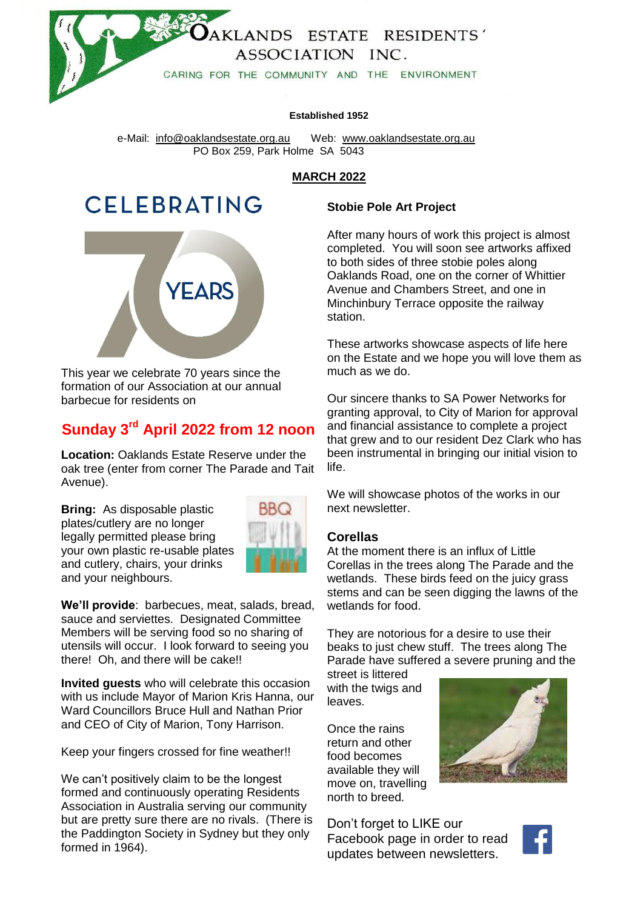# OAKLANDS ESTATE RESIDENTS' ASSOCIATION INC.

CARING FOR THE COMMUNITY AND THE ENVIRONMENT

**Established 1952**

e-Mail: info@oaklandsestate.org.au Web: www.oaklandsestate.org.au
PO Box 259, Park Holme SA 5043

**MARCH 2022**

## CELEBRATING 70 YEARS

This year we celebrate 70 years since the formation of our Association at our annual barbecue for residents on

## Sunday 3rd April 2022 from 12 noon

**Location:** Oaklands Estate Reserve under the oak tree (enter from corner The Parade and Tait Avenue).

**Bring:** As disposable plastic plates/cutlery are no longer legally permitted please bring your own plastic re-usable plates and cutlery, chairs, your drinks and your neighbours.

**We'll provide**: barbecues, meat, salads, bread, sauce and serviettes. Designated Committee Members will be serving food so no sharing of utensils will occur. I look forward to seeing you there! Oh, and there will be cake!!

**Invited guests** who will celebrate this occasion with us include Mayor of Marion Kris Hanna, our Ward Councillors Bruce Hull and Nathan Prior and CEO of City of Marion, Tony Harrison.

Keep your fingers crossed for fine weather!!

We can't positively claim to be the longest formed and continuously operating Residents Association in Australia serving our community but are pretty sure there are no rivals. (There is the Paddington Society in Sydney but they only formed in 1964).

### Stobie Pole Art Project

After many hours of work this project is almost completed. You will soon see artworks affixed to both sides of three stobie poles along Oaklands Road, one on the corner of Whittier Avenue and Chambers Street, and one in Minchinbury Terrace opposite the railway station.

These artworks showcase aspects of life here on the Estate and we hope you will love them as much as we do.

Our sincere thanks to SA Power Networks for granting approval, to City of Marion for approval and financial assistance to complete a project that grew and to our resident Dez Clark who has been instrumental in bringing our initial vision to life.

We will showcase photos of the works in our next newsletter.

### Corellas

At the moment there is an influx of Little Corellas in the trees along The Parade and the wetlands. These birds feed on the juicy grass stems and can be seen digging the lawns of the wetlands for food.

They are notorious for a desire to use their beaks to just chew stuff. The trees along The Parade have suffered a severe pruning and the street is littered with the twigs and leaves.

Once the rains return and other food becomes available they will move on, travelling north to breed.

Don't forget to LIKE our Facebook page in order to read updates between newsletters.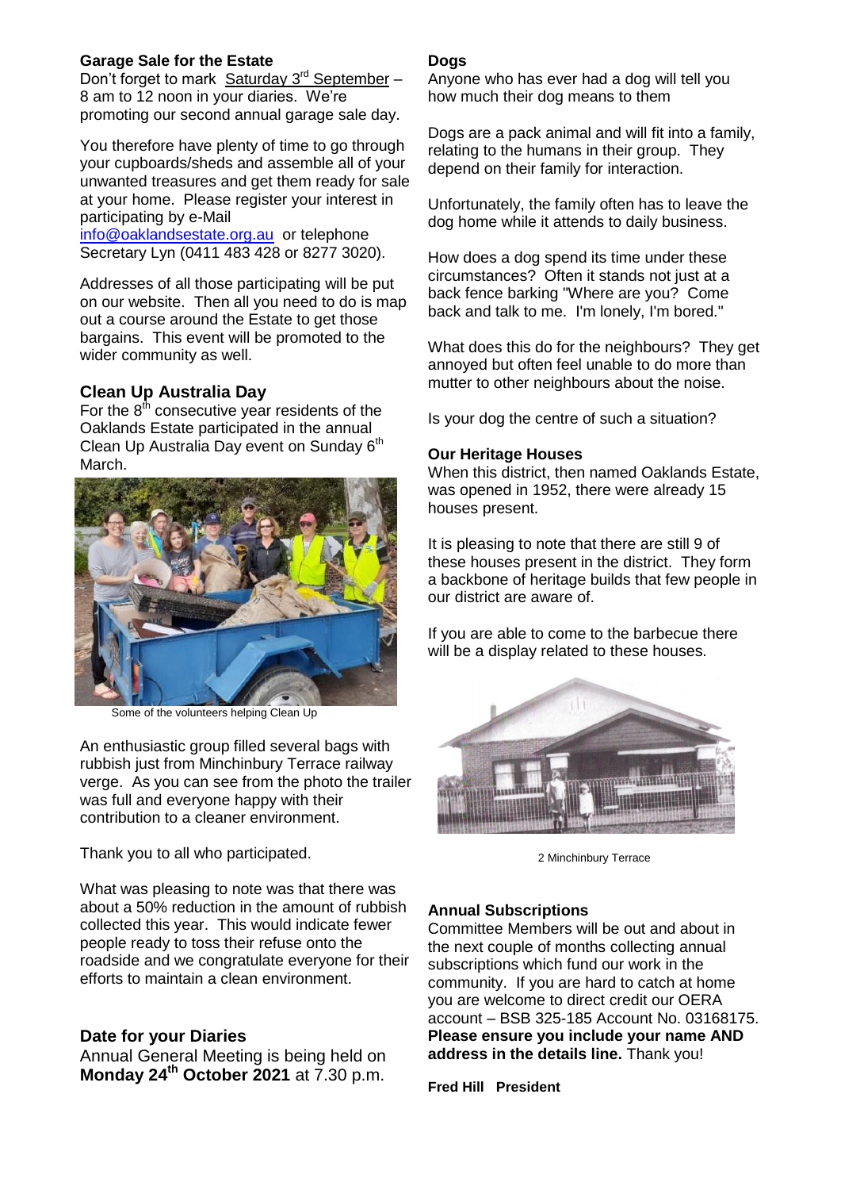### Garage Sale for the Estate

Don't forget to mark Saturday 3rd September – 8 am to 12 noon in your diaries. We're promoting our second annual garage sale day.

You therefore have plenty of time to go through your cupboards/sheds and assemble all of your unwanted treasures and get them ready for sale at your home. Please register your interest in participating by e-Mail info@oaklandsestate.org.au or telephone Secretary Lyn (0411 483 428 or 8277 3020).

Addresses of all those participating will be put on our website. Then all you need to do is map out a course around the Estate to get those bargains. This event will be promoted to the wider community as well.

## Clean Up Australia Day

For the 8th consecutive year residents of the Oaklands Estate participated in the annual Clean Up Australia Day event on Sunday 6th March.

Some of the volunteers helping Clean Up

An enthusiastic group filled several bags with rubbish just from Minchinbury Terrace railway verge. As you can see from the photo the trailer was full and everyone happy with their contribution to a cleaner environment.

Thank you to all who participated.

What was pleasing to note was that there was about a 50% reduction in the amount of rubbish collected this year. This would indicate fewer people ready to toss their refuse onto the roadside and we congratulate everyone for their efforts to maintain a clean environment.

## Date for your Diaries

Annual General Meeting is being held on **Monday 24th October 2021** at 7.30 p.m.

### Dogs

Anyone who has ever had a dog will tell you how much their dog means to them

Dogs are a pack animal and will fit into a family, relating to the humans in their group. They depend on their family for interaction.

Unfortunately, the family often has to leave the dog home while it attends to daily business.

How does a dog spend its time under these circumstances? Often it stands not just at a back fence barking "Where are you? Come back and talk to me. I'm lonely, I'm bored."

What does this do for the neighbours? They get annoyed but often feel unable to do more than mutter to other neighbours about the noise.

Is your dog the centre of such a situation?

### Our Heritage Houses

When this district, then named Oaklands Estate, was opened in 1952, there were already 15 houses present.

It is pleasing to note that there are still 9 of these houses present in the district. They form a backbone of heritage builds that few people in our district are aware of.

If you are able to come to the barbecue there will be a display related to these houses.

2 Minchinbury Terrace

## Annual Subscriptions

Committee Members will be out and about in the next couple of months collecting annual subscriptions which fund our work in the community. If you are hard to catch at home you are welcome to direct credit our OERA account – BSB 325-185 Account No. 03168175. **Please ensure you include your name AND address in the details line.** Thank you!

**Fred Hill President**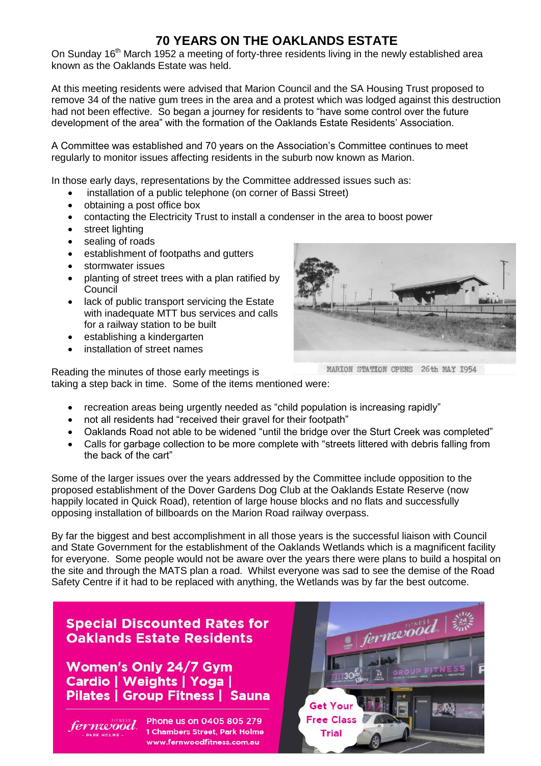# 70 YEARS ON THE OAKLANDS ESTATE

On Sunday 16th March 1952 a meeting of forty-three residents living in the newly established area known as the Oaklands Estate was held.

At this meeting residents were advised that Marion Council and the SA Housing Trust proposed to remove 34 of the native gum trees in the area and a protest which was lodged against this destruction had not been effective. So began a journey for residents to "have some control over the future development of the area" with the formation of the Oaklands Estate Residents' Association.

A Committee was established and 70 years on the Association's Committee continues to meet regularly to monitor issues affecting residents in the suburb now known as Marion.

In those early days, representations by the Committee addressed issues such as:

- installation of a public telephone (on corner of Bassi Street)
- obtaining a post office box
- contacting the Electricity Trust to install a condenser in the area to boost power
- street lighting
- sealing of roads
- establishment of footpaths and gutters
- stormwater issues
- planting of street trees with a plan ratified by Council
- lack of public transport servicing the Estate with inadequate MTT bus services and calls for a railway station to be built
- establishing a kindergarten
- installation of street names

MARION STATION OPENS 26th MAY 1954

Reading the minutes of those early meetings is taking a step back in time. Some of the items mentioned were:

- recreation areas being urgently needed as "child population is increasing rapidly"
- not all residents had "received their gravel for their footpath"
- Oaklands Road not able to be widened "until the bridge over the Sturt Creek was completed"
- Calls for garbage collection to be more complete with "streets littered with debris falling from the back of the cart"

Some of the larger issues over the years addressed by the Committee include opposition to the proposed establishment of the Dover Gardens Dog Club at the Oaklands Estate Reserve (now happily located in Quick Road), retention of large house blocks and no flats and successfully opposing installation of billboards on the Marion Road railway overpass.

By far the biggest and best accomplishment in all those years is the successful liaison with Council and State Government for the establishment of the Oaklands Wetlands which is a magnificent facility for everyone. Some people would not be aware over the years there were plans to build a hospital on the site and through the MATS plan a road. Whilst everyone was sad to see the demise of the Road Safety Centre if it had to be replaced with anything, the Wetlands was by far the best outcome.

**Special Discounted Rates for Oaklands Estate Residents**

**Women's Only 24/7 Gym**
**Cardio | Weights | Yoga | Pilates | Group Fitness | Sauna**

fernwood FITNESS - PARK HOLME -

Phone us on 0405 805 279
1 Chambers Street, Park Holme
www.fernwoodfitness.com.au

Get Your Free Class Trial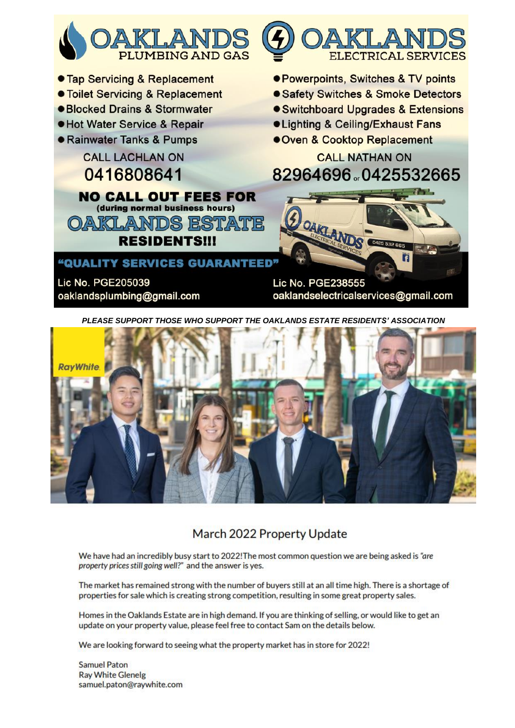# OAKLANDS PLUMBING AND GAS

- Tap Servicing & Replacement
- Toilet Servicing & Replacement
- Blocked Drains & Stormwater
- Hot Water Service & Repair
- Rainwater Tanks & Pumps

CALL LACHLAN ON

0416808641

**NO CALL OUT FEES FOR**
**(during normal business hours)**
**OAKLANDS ESTATE**
**RESIDENTS!!!**

# OAKLANDS ELECTRICAL SERVICES

- Powerpoints, Switches & TV points
- Safety Switches & Smoke Detectors
- Switchboard Upgrades & Extensions
- Lighting & Ceiling/Exhaust Fans
- Oven & Cooktop Replacement

CALL NATHAN ON

82964696 or 0425532665

**"QUALITY SERVICES GUARANTEED"**

Lic No. PGE205039
oaklandsplumbing@gmail.com

Lic No. PGE238555
oaklandselectricalservices@gmail.com

***PLEASE SUPPORT THOSE WHO SUPPORT THE OAKLANDS ESTATE RESIDENTS' ASSOCIATION***

RayWhite

## March 2022 Property Update

We have had an incredibly busy start to 2022! The most common question we are being asked is *"are property prices still going well?"* and the answer is yes.

The market has remained strong with the number of buyers still at an all time high. There is a shortage of properties for sale which is creating strong competition, resulting in some great property sales.

Homes in the Oaklands Estate are in high demand. If you are thinking of selling, or would like to get an update on your property value, please feel free to contact Sam on the details below.

We are looking forward to seeing what the property market has in store for 2022!

Samuel Paton
Ray White Glenelg
samuel.paton@raywhite.com